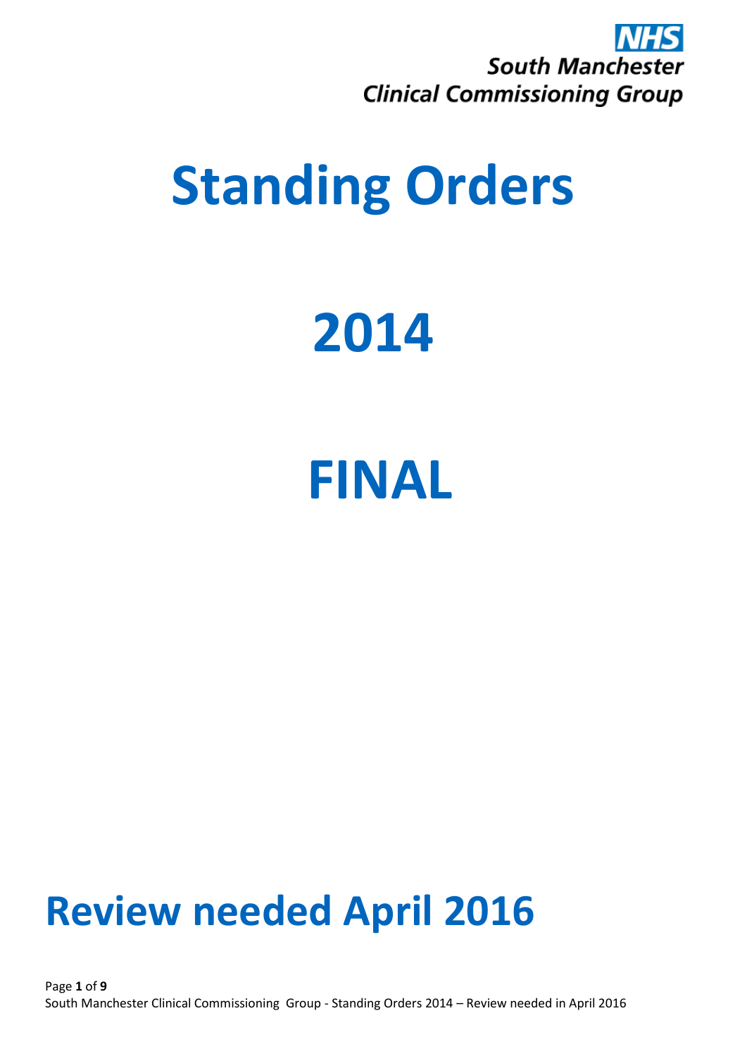NHS
South Manchester
Clinical Commissioning Group

# Standing Orders

# 2014

# FINAL

# Review needed April 2016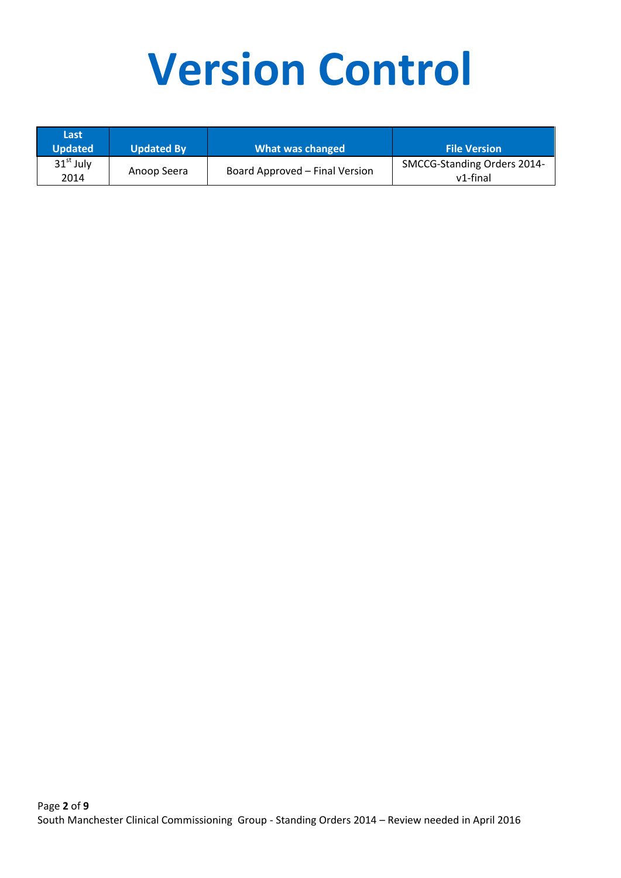# Version Control

| Last Updated | Updated By | What was changed | File Version |
| --- | --- | --- | --- |
| 31st July 2014 | Anoop Seera | Board Approved – Final Version | SMCCG-Standing Orders 2014-v1-final |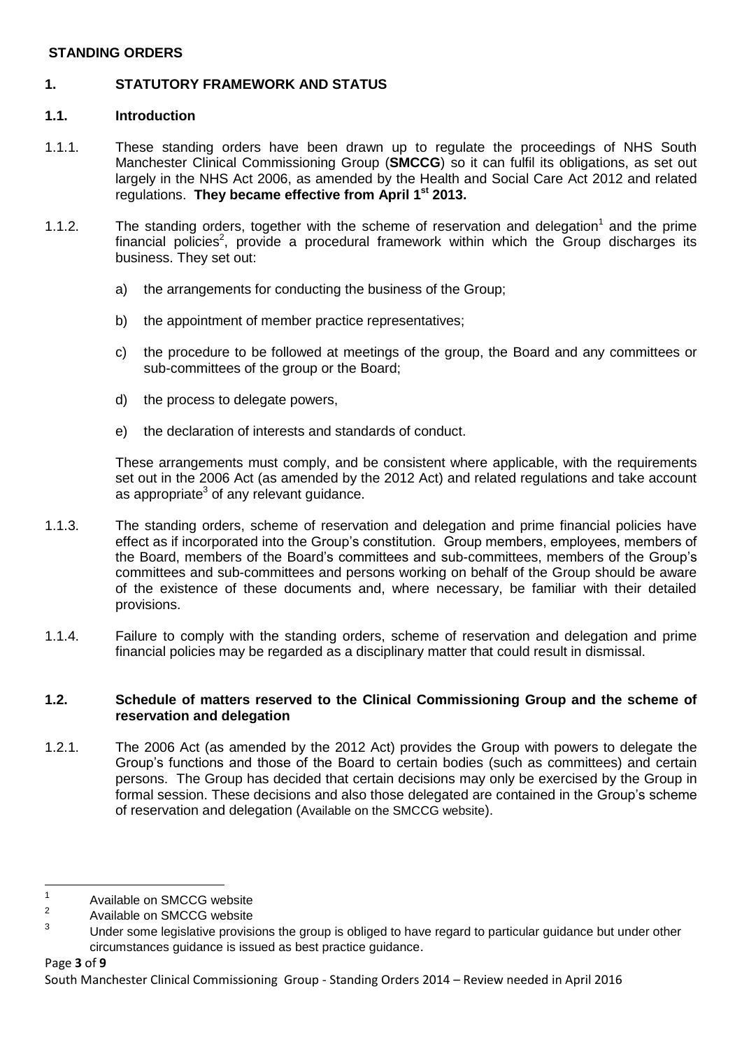**STANDING ORDERS**

## 1. STATUTORY FRAMEWORK AND STATUS

### 1.1. Introduction

1.1.1. These standing orders have been drawn up to regulate the proceedings of NHS South Manchester Clinical Commissioning Group (**SMCCG**) so it can fulfil its obligations, as set out largely in the NHS Act 2006, as amended by the Health and Social Care Act 2012 and related regulations. **They became effective from April 1st 2013.**

1.1.2. The standing orders, together with the scheme of reservation and delegation[1] and the prime financial policies[2], provide a procedural framework within which the Group discharges its business. They set out:

a) the arrangements for conducting the business of the Group;

b) the appointment of member practice representatives;

c) the procedure to be followed at meetings of the group, the Board and any committees or sub-committees of the group or the Board;

d) the process to delegate powers,

e) the declaration of interests and standards of conduct.

These arrangements must comply, and be consistent where applicable, with the requirements set out in the 2006 Act (as amended by the 2012 Act) and related regulations and take account as appropriate[3] of any relevant guidance.

1.1.3. The standing orders, scheme of reservation and delegation and prime financial policies have effect as if incorporated into the Group's constitution. Group members, employees, members of the Board, members of the Board's committees and sub-committees, members of the Group's committees and sub-committees and persons working on behalf of the Group should be aware of the existence of these documents and, where necessary, be familiar with their detailed provisions.

1.1.4. Failure to comply with the standing orders, scheme of reservation and delegation and prime financial policies may be regarded as a disciplinary matter that could result in dismissal.

### 1.2. Schedule of matters reserved to the Clinical Commissioning Group and the scheme of reservation and delegation

1.2.1. The 2006 Act (as amended by the 2012 Act) provides the Group with powers to delegate the Group's functions and those of the Board to certain bodies (such as committees) and certain persons. The Group has decided that certain decisions may only be exercised by the Group in formal session. These decisions and also those delegated are contained in the Group's scheme of reservation and delegation (Available on the SMCCG website).

---

[1] Available on SMCCG website

[2] Available on SMCCG website

[3] Under some legislative provisions the group is obliged to have regard to particular guidance but under other circumstances guidance is issued as best practice guidance.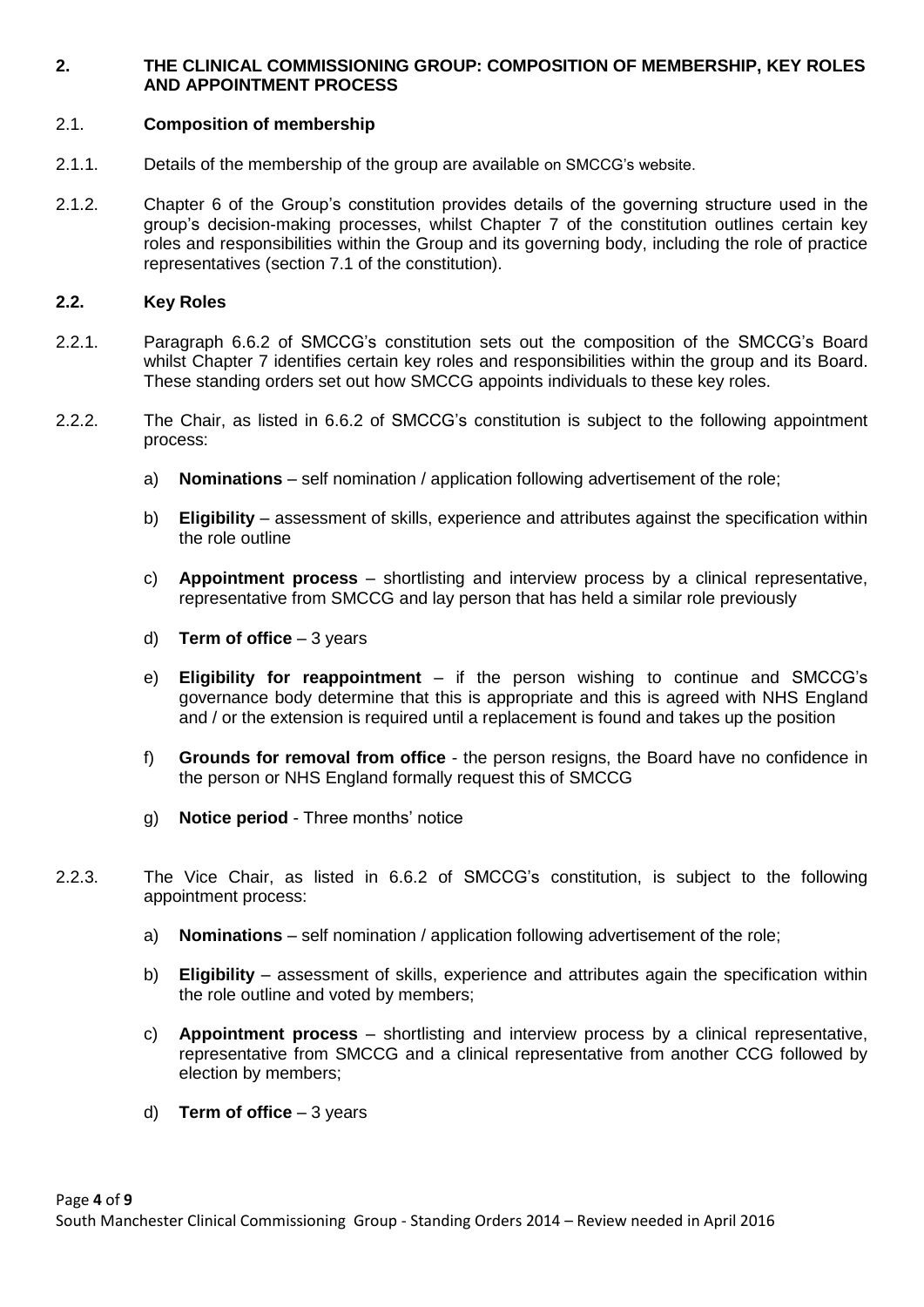## 2. THE CLINICAL COMMISSIONING GROUP: COMPOSITION OF MEMBERSHIP, KEY ROLES AND APPOINTMENT PROCESS

### 2.1. Composition of membership

2.1.1. Details of the membership of the group are available on SMCCG's website.

2.1.2. Chapter 6 of the Group's constitution provides details of the governing structure used in the group's decision-making processes, whilst Chapter 7 of the constitution outlines certain key roles and responsibilities within the Group and its governing body, including the role of practice representatives (section 7.1 of the constitution).

### 2.2. Key Roles

2.2.1. Paragraph 6.6.2 of SMCCG's constitution sets out the composition of the SMCCG's Board whilst Chapter 7 identifies certain key roles and responsibilities within the group and its Board. These standing orders set out how SMCCG appoints individuals to these key roles.

2.2.2. The Chair, as listed in 6.6.2 of SMCCG's constitution is subject to the following appointment process:

a) **Nominations** – self nomination / application following advertisement of the role;

b) **Eligibility** – assessment of skills, experience and attributes against the specification within the role outline

c) **Appointment process** – shortlisting and interview process by a clinical representative, representative from SMCCG and lay person that has held a similar role previously

d) **Term of office** – 3 years

e) **Eligibility for reappointment** – if the person wishing to continue and SMCCG's governance body determine that this is appropriate and this is agreed with NHS England and / or the extension is required until a replacement is found and takes up the position

f) **Grounds for removal from office** - the person resigns, the Board have no confidence in the person or NHS England formally request this of SMCCG

g) **Notice period** - Three months' notice

2.2.3. The Vice Chair, as listed in 6.6.2 of SMCCG's constitution, is subject to the following appointment process:

a) **Nominations** – self nomination / application following advertisement of the role;

b) **Eligibility** – assessment of skills, experience and attributes again the specification within the role outline and voted by members;

c) **Appointment process** – shortlisting and interview process by a clinical representative, representative from SMCCG and a clinical representative from another CCG followed by election by members;

d) **Term of office** – 3 years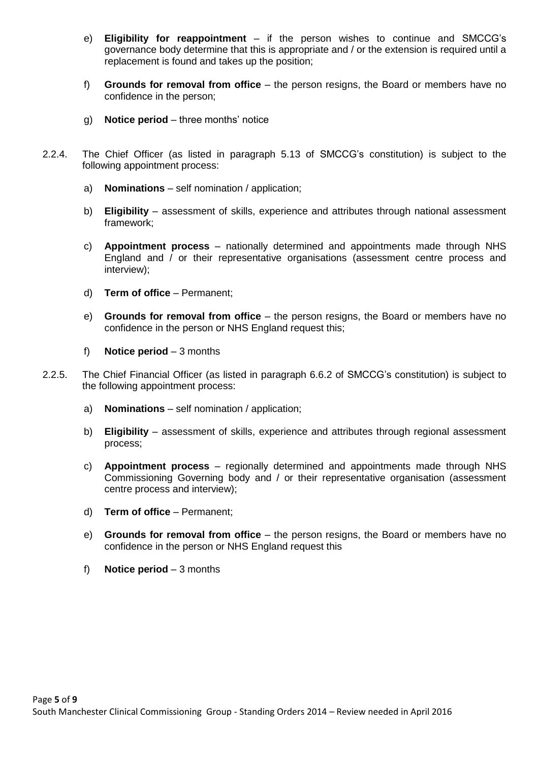e) **Eligibility for reappointment** – if the person wishes to continue and SMCCG's governance body determine that this is appropriate and / or the extension is required until a replacement is found and takes up the position;

f) **Grounds for removal from office** – the person resigns, the Board or members have no confidence in the person;

g) **Notice period** – three months' notice

2.2.4. The Chief Officer (as listed in paragraph 5.13 of SMCCG's constitution) is subject to the following appointment process:

a) **Nominations** – self nomination / application;

b) **Eligibility** – assessment of skills, experience and attributes through national assessment framework;

c) **Appointment process** – nationally determined and appointments made through NHS England and / or their representative organisations (assessment centre process and interview);

d) **Term of office** – Permanent;

e) **Grounds for removal from office** – the person resigns, the Board or members have no confidence in the person or NHS England request this;

f) **Notice period** – 3 months

2.2.5. The Chief Financial Officer (as listed in paragraph 6.6.2 of SMCCG's constitution) is subject to the following appointment process:

a) **Nominations** – self nomination / application;

b) **Eligibility** – assessment of skills, experience and attributes through regional assessment process;

c) **Appointment process** – regionally determined and appointments made through NHS Commissioning Governing body and / or their representative organisation (assessment centre process and interview);

d) **Term of office** – Permanent;

e) **Grounds for removal from office** – the person resigns, the Board or members have no confidence in the person or NHS England request this

f) **Notice period** – 3 months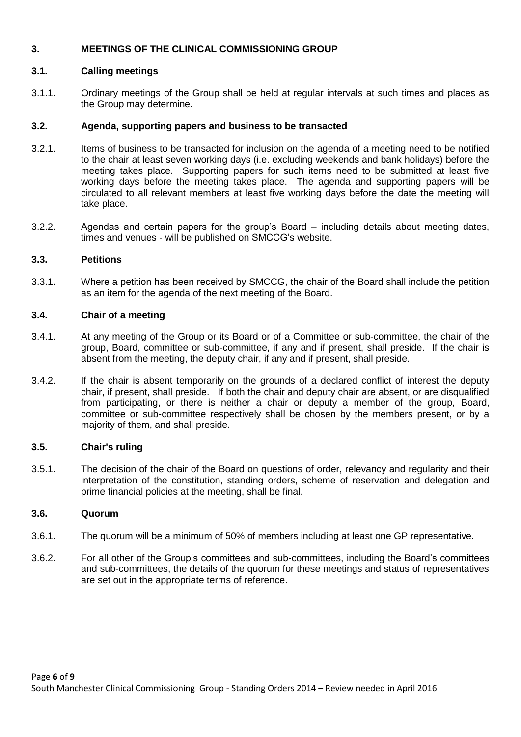## 3. MEETINGS OF THE CLINICAL COMMISSIONING GROUP

### 3.1. Calling meetings

3.1.1. Ordinary meetings of the Group shall be held at regular intervals at such times and places as the Group may determine.

### 3.2. Agenda, supporting papers and business to be transacted

3.2.1. Items of business to be transacted for inclusion on the agenda of a meeting need to be notified to the chair at least seven working days (i.e. excluding weekends and bank holidays) before the meeting takes place. Supporting papers for such items need to be submitted at least five working days before the meeting takes place. The agenda and supporting papers will be circulated to all relevant members at least five working days before the date the meeting will take place.

3.2.2. Agendas and certain papers for the group's Board – including details about meeting dates, times and venues - will be published on SMCCG's website.

### 3.3. Petitions

3.3.1. Where a petition has been received by SMCCG, the chair of the Board shall include the petition as an item for the agenda of the next meeting of the Board.

### 3.4. Chair of a meeting

3.4.1. At any meeting of the Group or its Board or of a Committee or sub-committee, the chair of the group, Board, committee or sub-committee, if any and if present, shall preside. If the chair is absent from the meeting, the deputy chair, if any and if present, shall preside.

3.4.2. If the chair is absent temporarily on the grounds of a declared conflict of interest the deputy chair, if present, shall preside. If both the chair and deputy chair are absent, or are disqualified from participating, or there is neither a chair or deputy a member of the group, Board, committee or sub-committee respectively shall be chosen by the members present, or by a majority of them, and shall preside.

### 3.5. Chair's ruling

3.5.1. The decision of the chair of the Board on questions of order, relevancy and regularity and their interpretation of the constitution, standing orders, scheme of reservation and delegation and prime financial policies at the meeting, shall be final.

### 3.6. Quorum

3.6.1. The quorum will be a minimum of 50% of members including at least one GP representative.

3.6.2. For all other of the Group's committees and sub-committees, including the Board's committees and sub-committees, the details of the quorum for these meetings and status of representatives are set out in the appropriate terms of reference.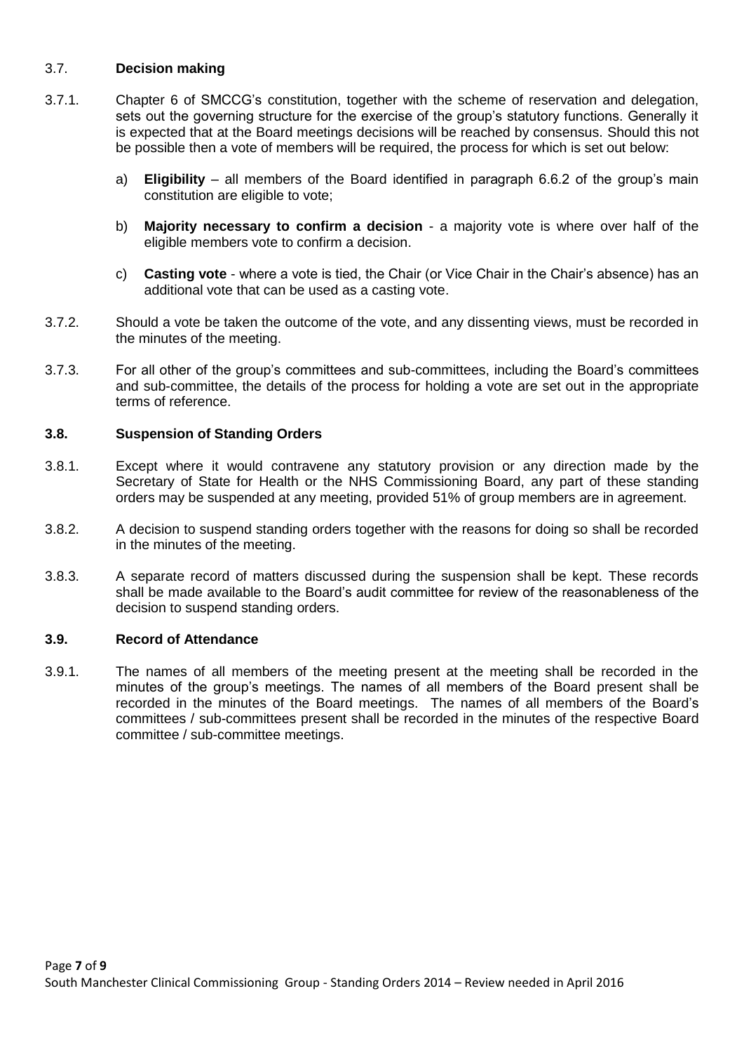### 3.7. **Decision making**

3.7.1. Chapter 6 of SMCCG's constitution, together with the scheme of reservation and delegation, sets out the governing structure for the exercise of the group's statutory functions. Generally it is expected that at the Board meetings decisions will be reached by consensus. Should this not be possible then a vote of members will be required, the process for which is set out below:

a) **Eligibility** – all members of the Board identified in paragraph 6.6.2 of the group's main constitution are eligible to vote;

b) **Majority necessary to confirm a decision** - a majority vote is where over half of the eligible members vote to confirm a decision.

c) **Casting vote** - where a vote is tied, the Chair (or Vice Chair in the Chair's absence) has an additional vote that can be used as a casting vote.

3.7.2. Should a vote be taken the outcome of the vote, and any dissenting views, must be recorded in the minutes of the meeting.

3.7.3. For all other of the group's committees and sub-committees, including the Board's committees and sub-committee, the details of the process for holding a vote are set out in the appropriate terms of reference.

### **3.8. Suspension of Standing Orders**

3.8.1. Except where it would contravene any statutory provision or any direction made by the Secretary of State for Health or the NHS Commissioning Board, any part of these standing orders may be suspended at any meeting, provided 51% of group members are in agreement.

3.8.2. A decision to suspend standing orders together with the reasons for doing so shall be recorded in the minutes of the meeting.

3.8.3. A separate record of matters discussed during the suspension shall be kept. These records shall be made available to the Board's audit committee for review of the reasonableness of the decision to suspend standing orders.

### **3.9. Record of Attendance**

3.9.1. The names of all members of the meeting present at the meeting shall be recorded in the minutes of the group's meetings. The names of all members of the Board present shall be recorded in the minutes of the Board meetings. The names of all members of the Board's committees / sub-committees present shall be recorded in the minutes of the respective Board committee / sub-committee meetings.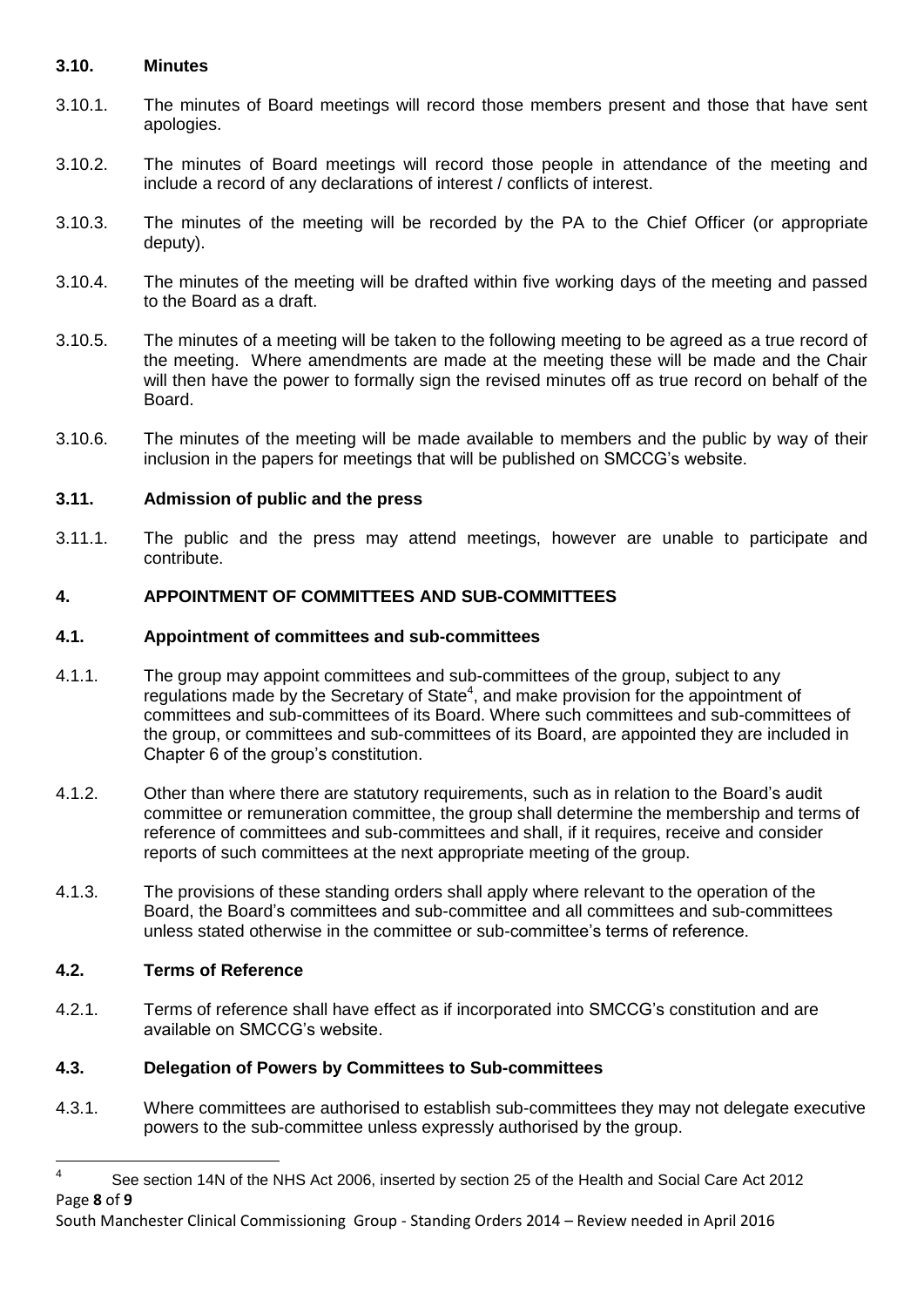### 3.10. Minutes

3.10.1. The minutes of Board meetings will record those members present and those that have sent apologies.

3.10.2. The minutes of Board meetings will record those people in attendance of the meeting and include a record of any declarations of interest / conflicts of interest.

3.10.3. The minutes of the meeting will be recorded by the PA to the Chief Officer (or appropriate deputy).

3.10.4. The minutes of the meeting will be drafted within five working days of the meeting and passed to the Board as a draft.

3.10.5. The minutes of a meeting will be taken to the following meeting to be agreed as a true record of the meeting. Where amendments are made at the meeting these will be made and the Chair will then have the power to formally sign the revised minutes off as true record on behalf of the Board.

3.10.6. The minutes of the meeting will be made available to members and the public by way of their inclusion in the papers for meetings that will be published on SMCCG's website.

### 3.11. Admission of public and the press

3.11.1. The public and the press may attend meetings, however are unable to participate and contribute.

## 4. APPOINTMENT OF COMMITTEES AND SUB-COMMITTEES

### 4.1. Appointment of committees and sub-committees

4.1.1. The group may appoint committees and sub-committees of the group, subject to any regulations made by the Secretary of State[4], and make provision for the appointment of committees and sub-committees of its Board. Where such committees and sub-committees of the group, or committees and sub-committees of its Board, are appointed they are included in Chapter 6 of the group's constitution.

4.1.2. Other than where there are statutory requirements, such as in relation to the Board's audit committee or remuneration committee, the group shall determine the membership and terms of reference of committees and sub-committees and shall, if it requires, receive and consider reports of such committees at the next appropriate meeting of the group.

4.1.3. The provisions of these standing orders shall apply where relevant to the operation of the Board, the Board's committees and sub-committee and all committees and sub-committees unless stated otherwise in the committee or sub-committee's terms of reference.

### 4.2. Terms of Reference

4.2.1. Terms of reference shall have effect as if incorporated into SMCCG's constitution and are available on SMCCG's website.

### 4.3. Delegation of Powers by Committees to Sub-committees

4.3.1. Where committees are authorised to establish sub-committees they may not delegate executive powers to the sub-committee unless expressly authorised by the group.

---

[4] See section 14N of the NHS Act 2006, inserted by section 25 of the Health and Social Care Act 2012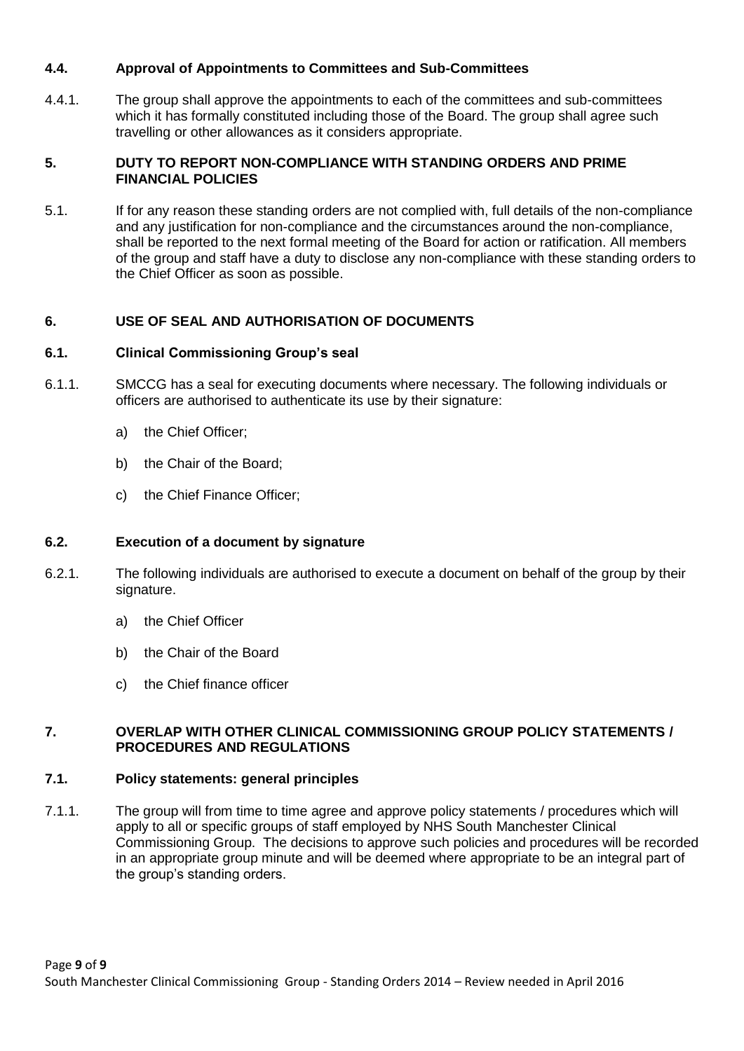### 4.4. Approval of Appointments to Committees and Sub-Committees

4.4.1. The group shall approve the appointments to each of the committees and sub-committees which it has formally constituted including those of the Board. The group shall agree such travelling or other allowances as it considers appropriate.

## 5. DUTY TO REPORT NON-COMPLIANCE WITH STANDING ORDERS AND PRIME FINANCIAL POLICIES

5.1. If for any reason these standing orders are not complied with, full details of the non-compliance and any justification for non-compliance and the circumstances around the non-compliance, shall be reported to the next formal meeting of the Board for action or ratification. All members of the group and staff have a duty to disclose any non-compliance with these standing orders to the Chief Officer as soon as possible.

## 6. USE OF SEAL AND AUTHORISATION OF DOCUMENTS

### 6.1. Clinical Commissioning Group's seal

6.1.1. SMCCG has a seal for executing documents where necessary. The following individuals or officers are authorised to authenticate its use by their signature:

a) the Chief Officer;

b) the Chair of the Board;

c) the Chief Finance Officer;

### 6.2. Execution of a document by signature

6.2.1. The following individuals are authorised to execute a document on behalf of the group by their signature.

a) the Chief Officer

b) the Chair of the Board

c) the Chief finance officer

## 7. OVERLAP WITH OTHER CLINICAL COMMISSIONING GROUP POLICY STATEMENTS / PROCEDURES AND REGULATIONS

### 7.1. Policy statements: general principles

7.1.1. The group will from time to time agree and approve policy statements / procedures which will apply to all or specific groups of staff employed by NHS South Manchester Clinical Commissioning Group. The decisions to approve such policies and procedures will be recorded in an appropriate group minute and will be deemed where appropriate to be an integral part of the group's standing orders.